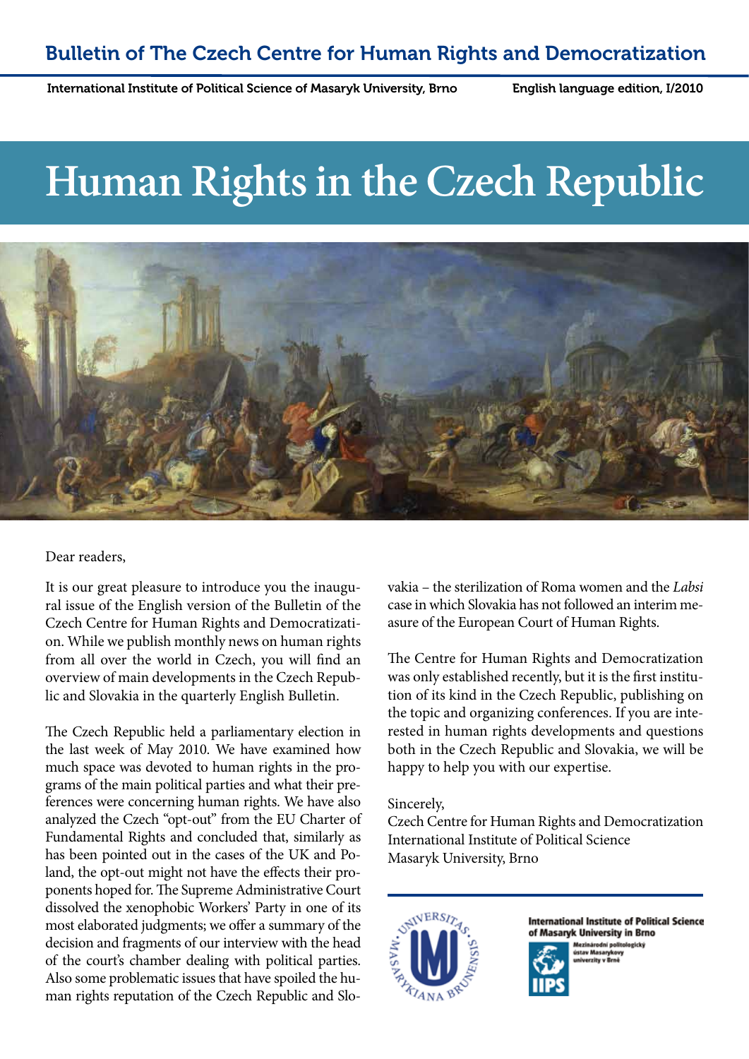Bulletin of The Czech Centre for Human Rights and Democratization

International Institute of Political Science of Masaryk University, Brno — English language edition, I/2010

# Human Rights in the Czech Republic

Dear readers,

It is our great pleasure to introduce you the inaugural issue of the English version of the Bulletin of the Czech Centre for Human Rights and Democratization. While we publish monthly news on human rights from all over the world in Czech, you will find an overview of main developments in the Czech Republic and Slovakia in the quarterly English Bulletin.

The Czech Republic held a parliamentary election in the last week of May 2010. We have examined how much space was devoted to human rights in the programs of the main political parties and what their preferences were concerning human rights. We have also analyzed the Czech "opt-out" from the EU Charter of Fundamental Rights and concluded that, similarly as has been pointed out in the cases of the UK and Poland, the opt-out might not have the effects their proponents hoped for. The Supreme Administrative Court dissolved the xenophobic Workers' Party in one of its most elaborated judgments; we offer a summary of the decision and fragments of our interview with the head of the court's chamber dealing with political parties. Also some problematic issues that have spoiled the human rights reputation of the Czech Republic and Slovakia – the sterilization of Roma women and the *Labsi* case in which Slovakia has not followed an interim measure of the European Court of Human Rights.

The Centre for Human Rights and Democratization was only established recently, but it is the first institution of its kind in the Czech Republic, publishing on the topic and organizing conferences. If you are interested in human rights developments and questions both in the Czech Republic and Slovakia, we will be happy to help you with our expertise.

Sincerely,
Czech Centre for Human Rights and Democratization
International Institute of Political Science
Masaryk University, Brno

International Institute of Political Science of Masaryk University in Brno
Mezinárodní politologický ústav Masarykovy univerzity v Brně
IIPS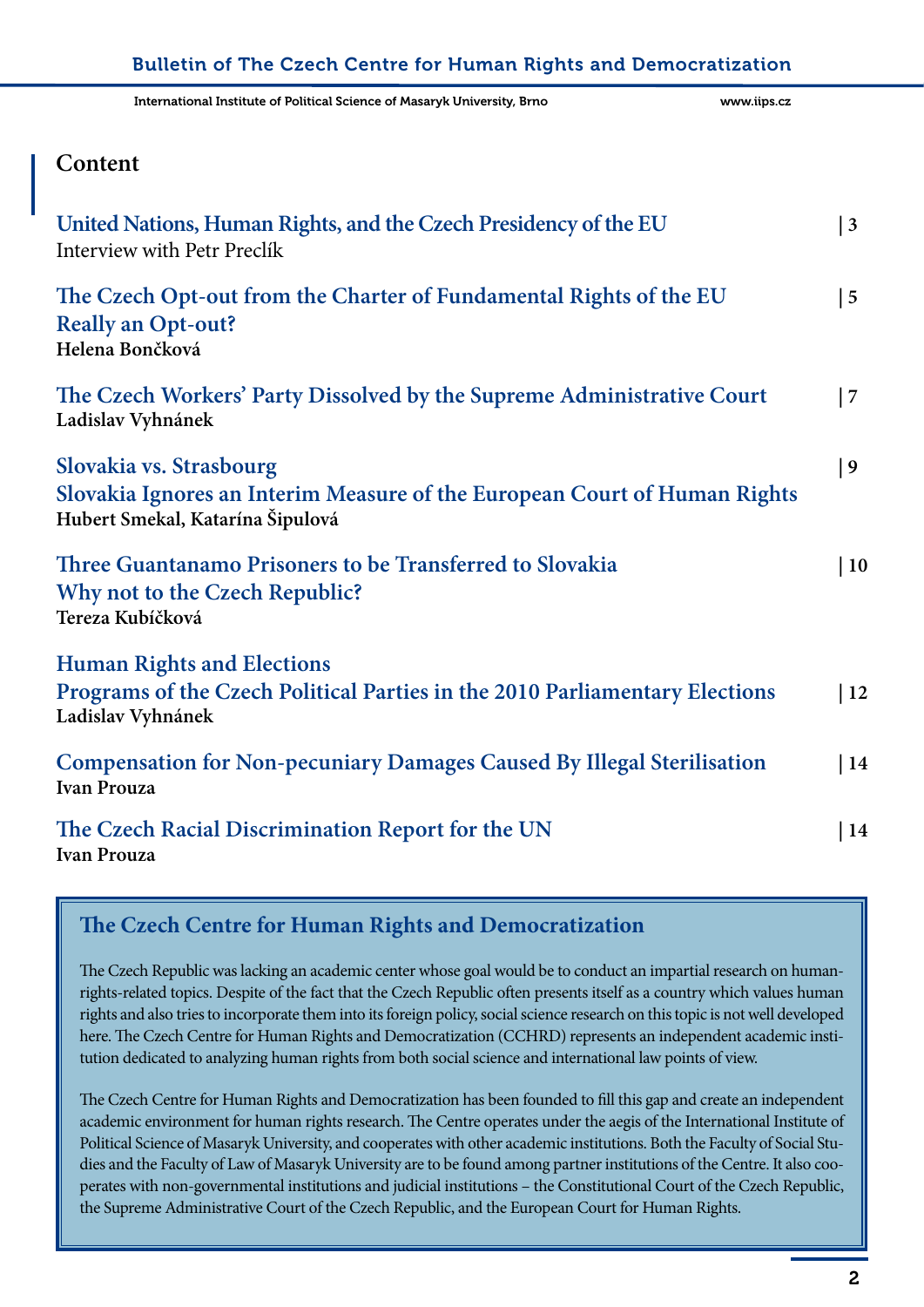## Content

| | |
|---|---|
| **United Nations, Human Rights, and the Czech Presidency of the EU**<br>Interview with Petr Preclík | 3 |
| **The Czech Opt-out from the Charter of Fundamental Rights of the EU Really an Opt-out?**<br>**Helena Bončková** | 5 |
| **The Czech Workers' Party Dissolved by the Supreme Administrative Court**<br>**Ladislav Vyhnánek** | 7 |
| **Slovakia vs. Strasbourg**<br>**Slovakia Ignores an Interim Measure of the European Court of Human Rights**<br>**Hubert Smekal, Katarína Šipulová** | 9 |
| **Three Guantanamo Prisoners to be Transferred to Slovakia**<br>**Why not to the Czech Republic?**<br>**Tereza Kubíčková** | 10 |
| **Human Rights and Elections**<br>**Programs of the Czech Political Parties in the 2010 Parliamentary Elections**<br>**Ladislav Vyhnánek** | 12 |
| **Compensation for Non-pecuniary Damages Caused By Illegal Sterilisation**<br>**Ivan Prouza** | 14 |
| **The Czech Racial Discrimination Report for the UN**<br>**Ivan Prouza** | 14 |

### The Czech Centre for Human Rights and Democratization

The Czech Republic was lacking an academic center whose goal would be to conduct an impartial research on human-rights-related topics. Despite of the fact that the Czech Republic often presents itself as a country which values human rights and also tries to incorporate them into its foreign policy, social science research on this topic is not well developed here. The Czech Centre for Human Rights and Democratization (CCHRD) represents an independent academic institution dedicated to analyzing human rights from both social science and international law points of view.

The Czech Centre for Human Rights and Democratization has been founded to fill this gap and create an independent academic environment for human rights research. The Centre operates under the aegis of the International Institute of Political Science of Masaryk University, and cooperates with other academic institutions. Both the Faculty of Social Studies and the Faculty of Law of Masaryk University are to be found among partner institutions of the Centre. It also cooperates with non-governmental institutions and judicial institutions – the Constitutional Court of the Czech Republic, the Supreme Administrative Court of the Czech Republic, and the European Court for Human Rights.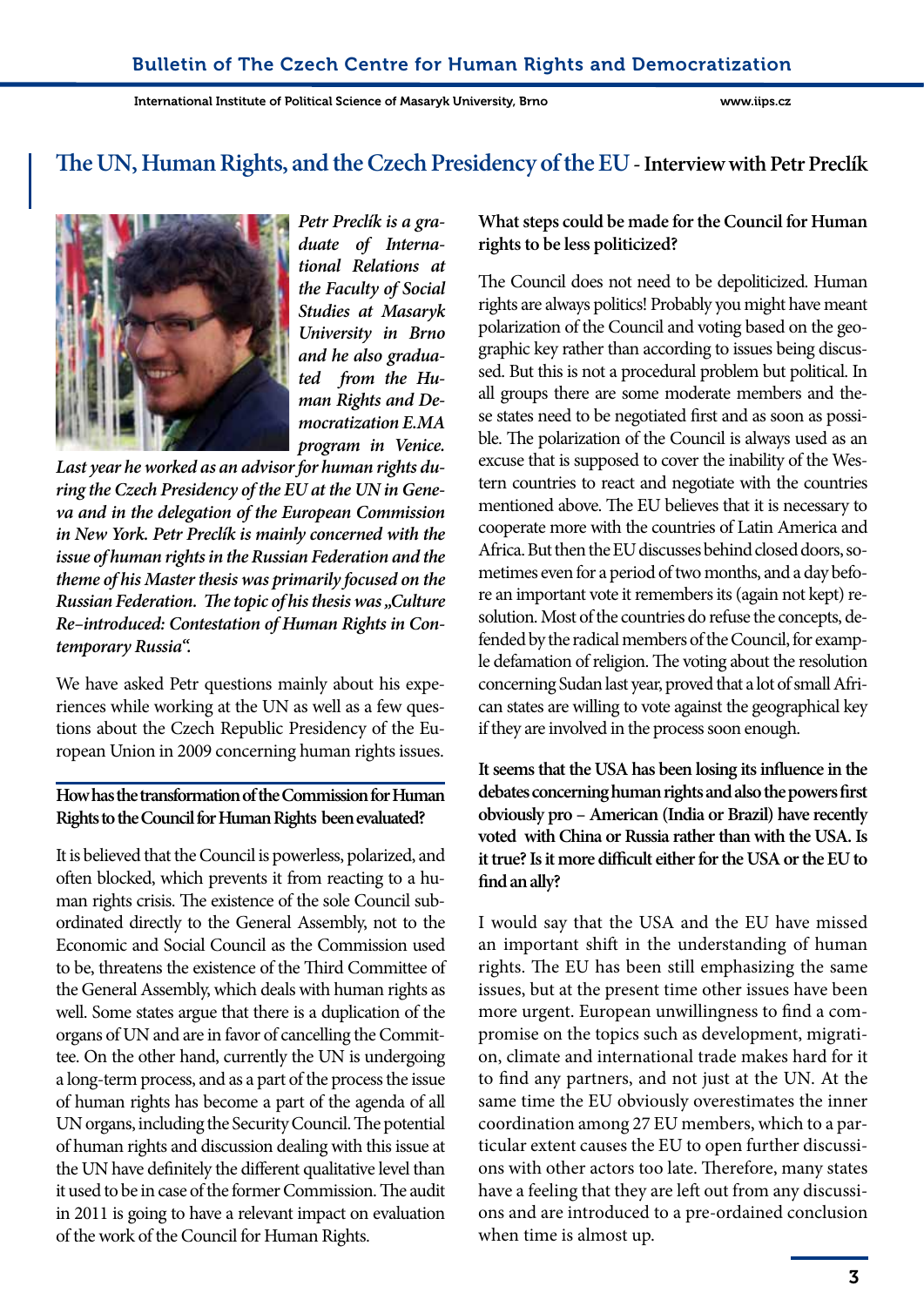# The UN, Human Rights, and the Czech Presidency of the EU - Interview with Petr Preclík

*Petr Preclík is a graduate of International Relations at the Faculty of Social Studies at Masaryk University in Brno and he also graduated from the Human Rights and Democratization E.MA program in Venice. Last year he worked as an advisor for human rights during the Czech Presidency of the EU at the UN in Geneva and in the delegation of the European Commission in New York. Petr Preclík is mainly concerned with the issue of human rights in the Russian Federation and the theme of his Master thesis was primarily focused on the Russian Federation. The topic of his thesis was „Culture Re–introduced: Contestation of Human Rights in Contemporary Russia".*

We have asked Petr questions mainly about his experiences while working at the UN as well as a few questions about the Czech Republic Presidency of the European Union in 2009 concerning human rights issues.

**How has the transformation of the Commission for Human Rights to the Council for Human Rights been evaluated?**

It is believed that the Council is powerless, polarized, and often blocked, which prevents it from reacting to a human rights crisis. The existence of the sole Council subordinated directly to the General Assembly, not to the Economic and Social Council as the Commission used to be, threatens the existence of the Third Committee of the General Assembly, which deals with human rights as well. Some states argue that there is a duplication of the organs of UN and are in favor of cancelling the Committee. On the other hand, currently the UN is undergoing a long-term process, and as a part of the process the issue of human rights has become a part of the agenda of all UN organs, including the Security Council. The potential of human rights and discussion dealing with this issue at the UN have definitely the different qualitative level than it used to be in case of the former Commission. The audit in 2011 is going to have a relevant impact on evaluation of the work of the Council for Human Rights.

**What steps could be made for the Council for Human rights to be less politicized?**

The Council does not need to be depoliticized. Human rights are always politics! Probably you might have meant polarization of the Council and voting based on the geographic key rather than according to issues being discussed. But this is not a procedural problem but political. In all groups there are some moderate members and these states need to be negotiated first and as soon as possible. The polarization of the Council is always used as an excuse that is supposed to cover the inability of the Western countries to react and negotiate with the countries mentioned above. The EU believes that it is necessary to cooperate more with the countries of Latin America and Africa. But then the EU discusses behind closed doors, sometimes even for a period of two months, and a day before an important vote it remembers its (again not kept) resolution. Most of the countries do refuse the concepts, defended by the radical members of the Council, for example defamation of religion. The voting about the resolution concerning Sudan last year, proved that a lot of small African states are willing to vote against the geographical key if they are involved in the process soon enough.

**It seems that the USA has been losing its influence in the debates concerning human rights and also the powers first obviously pro – American (India or Brazil) have recently voted with China or Russia rather than with the USA. Is it true? Is it more difficult either for the USA or the EU to find an ally?**

I would say that the USA and the EU have missed an important shift in the understanding of human rights. The EU has been still emphasizing the same issues, but at the present time other issues have been more urgent. European unwillingness to find a compromise on the topics such as development, migration, climate and international trade makes hard for it to find any partners, and not just at the UN. At the same time the EU obviously overestimates the inner coordination among 27 EU members, which to a particular extent causes the EU to open further discussions with other actors too late. Therefore, many states have a feeling that they are left out from any discussions and are introduced to a pre-ordained conclusion when time is almost up.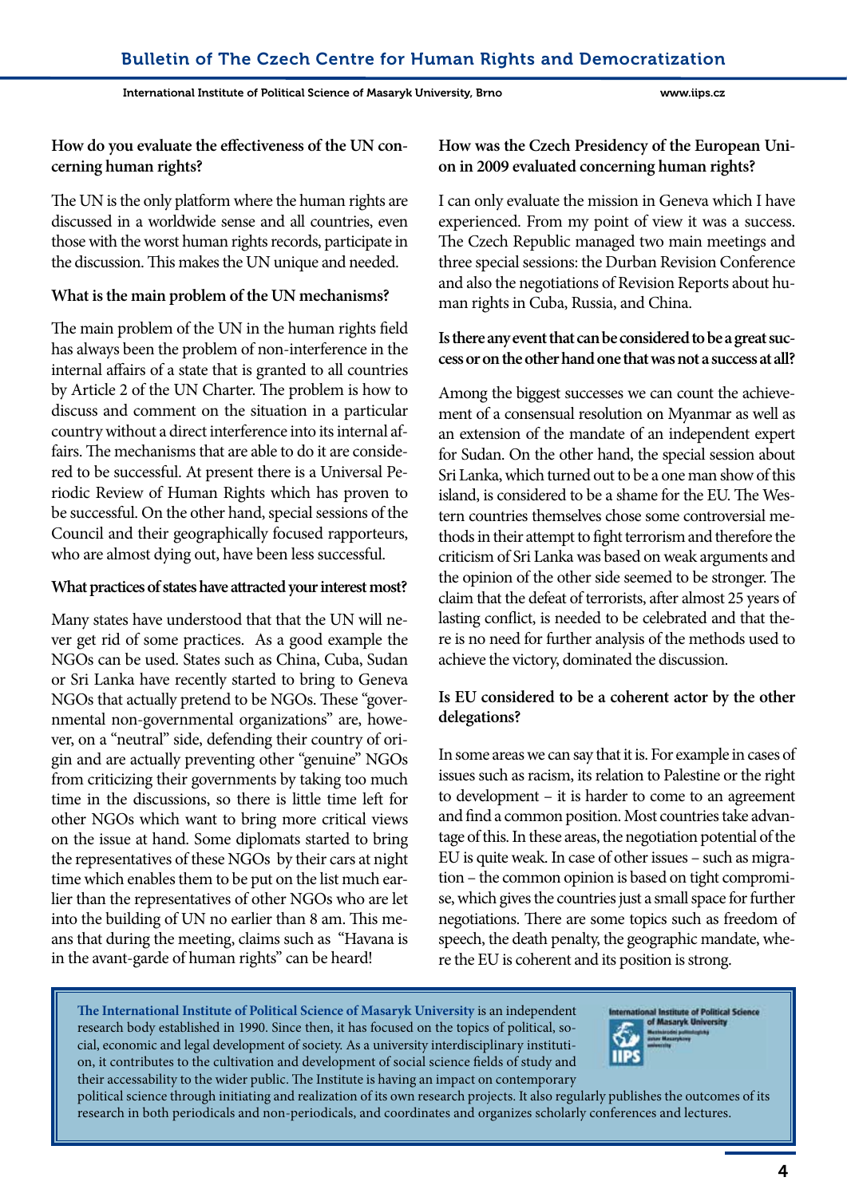**How do you evaluate the effectiveness of the UN concerning human rights?**

The UN is the only platform where the human rights are discussed in a worldwide sense and all countries, even those with the worst human rights records, participate in the discussion. This makes the UN unique and needed.

**What is the main problem of the UN mechanisms?**

The main problem of the UN in the human rights field has always been the problem of non-interference in the internal affairs of a state that is granted to all countries by Article 2 of the UN Charter. The problem is how to discuss and comment on the situation in a particular country without a direct interference into its internal affairs. The mechanisms that are able to do it are considered to be successful. At present there is a Universal Periodic Review of Human Rights which has proven to be successful. On the other hand, special sessions of the Council and their geographically focused rapporteurs, who are almost dying out, have been less successful.

**What practices of states have attracted your interest most?**

Many states have understood that that the UN will never get rid of some practices. As a good example the NGOs can be used. States such as China, Cuba, Sudan or Sri Lanka have recently started to bring to Geneva NGOs that actually pretend to be NGOs. These "governmental non-governmental organizations" are, however, on a "neutral" side, defending their country of origin and are actually preventing other "genuine" NGOs from criticizing their governments by taking too much time in the discussions, so there is little time left for other NGOs which want to bring more critical views on the issue at hand. Some diplomats started to bring the representatives of these NGOs by their cars at night time which enables them to be put on the list much earlier than the representatives of other NGOs who are let into the building of UN no earlier than 8 am. This means that during the meeting, claims such as "Havana is in the avant-garde of human rights" can be heard!

**How was the Czech Presidency of the European Union in 2009 evaluated concerning human rights?**

I can only evaluate the mission in Geneva which I have experienced. From my point of view it was a success. The Czech Republic managed two main meetings and three special sessions: the Durban Revision Conference and also the negotiations of Revision Reports about human rights in Cuba, Russia, and China.

**Is there any event that can be considered to be a great success or on the other hand one that was not a success at all?**

Among the biggest successes we can count the achievement of a consensual resolution on Myanmar as well as an extension of the mandate of an independent expert for Sudan. On the other hand, the special session about Sri Lanka, which turned out to be a one man show of this island, is considered to be a shame for the EU. The Western countries themselves chose some controversial methods in their attempt to fight terrorism and therefore the criticism of Sri Lanka was based on weak arguments and the opinion of the other side seemed to be stronger. The claim that the defeat of terrorists, after almost 25 years of lasting conflict, is needed to be celebrated and that there is no need for further analysis of the methods used to achieve the victory, dominated the discussion.

**Is EU considered to be a coherent actor by the other delegations?**

In some areas we can say that it is. For example in cases of issues such as racism, its relation to Palestine or the right to development – it is harder to come to an agreement and find a common position. Most countries take advantage of this. In these areas, the negotiation potential of the EU is quite weak. In case of other issues – such as migration – the common opinion is based on tight compromise, which gives the countries just a small space for further negotiations. There are some topics such as freedom of speech, the death penalty, the geographic mandate, where the EU is coherent and its position is strong.

---

**The International Institute of Political Science of Masaryk University** is an independent research body established in 1990. Since then, it has focused on the topics of political, social, economic and legal development of society. As a university interdisciplinary institution, it contributes to the cultivation and development of social science fields of study and their accessability to the wider public. The Institute is having an impact on contemporary political science through initiating and realization of its own research projects. It also regularly publishes the outcomes of its research in both periodicals and non-periodicals, and coordinates and organizes scholarly conferences and lectures.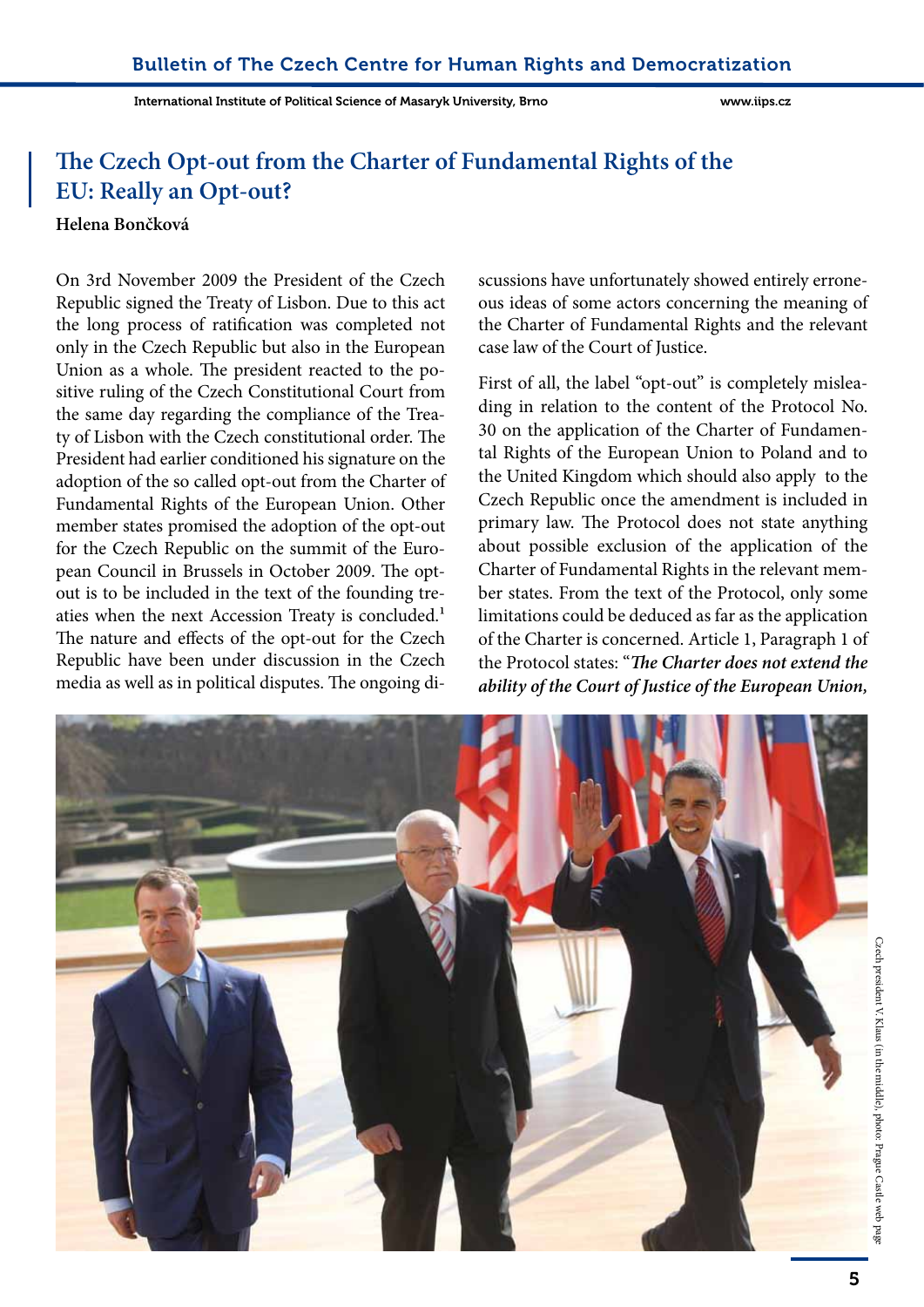# The Czech Opt-out from the Charter of Fundamental Rights of the EU: Really an Opt-out?

**Helena Bončková**

On 3rd November 2009 the President of the Czech Republic signed the Treaty of Lisbon. Due to this act the long process of ratification was completed not only in the Czech Republic but also in the European Union as a whole. The president reacted to the positive ruling of the Czech Constitutional Court from the same day regarding the compliance of the Treaty of Lisbon with the Czech constitutional order. The President had earlier conditioned his signature on the adoption of the so called opt-out from the Charter of Fundamental Rights of the European Union. Other member states promised the adoption of the opt-out for the Czech Republic on the summit of the European Council in Brussels in October 2009. The opt-out is to be included in the text of the founding treaties when the next Accession Treaty is concluded.[1] The nature and effects of the opt-out for the Czech Republic have been under discussion in the Czech media as well as in political disputes. The ongoing discussions have unfortunately showed entirely erroneous ideas of some actors concerning the meaning of the Charter of Fundamental Rights and the relevant case law of the Court of Justice.

First of all, the label "opt-out" is completely misleading in relation to the content of the Protocol No. 30 on the application of the Charter of Fundamental Rights of the European Union to Poland and to the United Kingdom which should also apply to the Czech Republic once the amendment is included in primary law. The Protocol does not state anything about possible exclusion of the application of the Charter of Fundamental Rights in the relevant member states. From the text of the Protocol, only some limitations could be deduced as far as the application of the Charter is concerned. Article 1, Paragraph 1 of the Protocol states: "***The Charter does not extend the ability of the Court of Justice of the European Union,***

Czech president V. Klaus (in the middle), photo: Prague Castle web page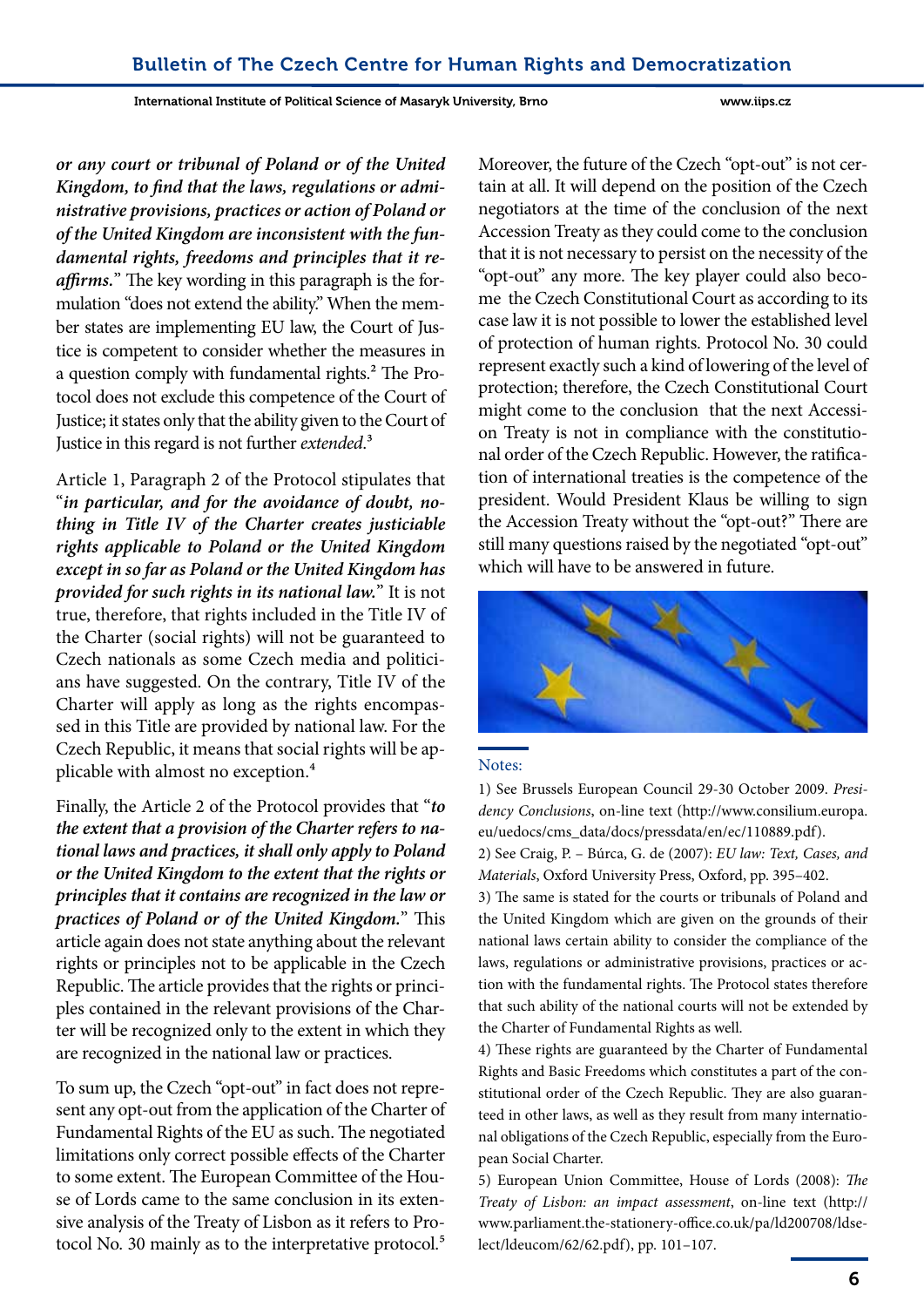***or any court or tribunal of Poland or of the United Kingdom, to find that the laws, regulations or administrative provisions, practices or action of Poland or of the United Kingdom are inconsistent with the fundamental rights, freedoms and principles that it reaffirms.*** " The key wording in this paragraph is the formulation "does not extend the ability." When the member states are implementing EU law, the Court of Justice is competent to consider whether the measures in a question comply with fundamental rights.[2] The Protocol does not exclude this competence of the Court of Justice; it states only that the ability given to the Court of Justice in this regard is not further *extended*.[3]

Article 1, Paragraph 2 of the Protocol stipulates that "***in particular, and for the avoidance of doubt, nothing in Title IV of the Charter creates justiciable rights applicable to Poland or the United Kingdom except in so far as Poland or the United Kingdom has provided for such rights in its national law.*** " It is not true, therefore, that rights included in the Title IV of the Charter (social rights) will not be guaranteed to Czech nationals as some Czech media and politicians have suggested. On the contrary, Title IV of the Charter will apply as long as the rights encompassed in this Title are provided by national law. For the Czech Republic, it means that social rights will be applicable with almost no exception.[4]

Finally, the Article 2 of the Protocol provides that "***to the extent that a provision of the Charter refers to national laws and practices, it shall only apply to Poland or the United Kingdom to the extent that the rights or principles that it contains are recognized in the law or practices of Poland or of the United Kingdom.*** " This article again does not state anything about the relevant rights or principles not to be applicable in the Czech Republic. The article provides that the rights or principles contained in the relevant provisions of the Charter will be recognized only to the extent in which they are recognized in the national law or practices.

To sum up, the Czech "opt-out" in fact does not represent any opt-out from the application of the Charter of Fundamental Rights of the EU as such. The negotiated limitations only correct possible effects of the Charter to some extent. The European Committee of the House of Lords came to the same conclusion in its extensive analysis of the Treaty of Lisbon as it refers to Protocol No. 30 mainly as to the interpretative protocol.[5]

Moreover, the future of the Czech "opt-out" is not certain at all. It will depend on the position of the Czech negotiators at the time of the conclusion of the next Accession Treaty as they could come to the conclusion that it is not necessary to persist on the necessity of the "opt-out" any more. The key player could also become the Czech Constitutional Court as according to its case law it is not possible to lower the established level of protection of human rights. Protocol No. 30 could represent exactly such a kind of lowering of the level of protection; therefore, the Czech Constitutional Court might come to the conclusion that the next Accession Treaty is not in compliance with the constitutional order of the Czech Republic. However, the ratification of international treaties is the competence of the president. Would President Klaus be willing to sign the Accession Treaty without the "opt-out?" There are still many questions raised by the negotiated "opt-out" which will have to be answered in future.

Notes:

1) See Brussels European Council 29-30 October 2009. *Presidency Conclusions*, on-line text (http://www.consilium.europa.eu/uedocs/cms_data/docs/pressdata/en/ec/110889.pdf).

2) See Craig, P. – Búrca, G. de (2007): *EU law: Text, Cases, and Materials*, Oxford University Press, Oxford, pp. 395–402.

3) The same is stated for the courts or tribunals of Poland and the United Kingdom which are given on the grounds of their national laws certain ability to consider the compliance of the laws, regulations or administrative provisions, practices or action with the fundamental rights. The Protocol states therefore that such ability of the national courts will not be extended by the Charter of Fundamental Rights as well.

4) These rights are guaranteed by the Charter of Fundamental Rights and Basic Freedoms which constitutes a part of the constitutional order of the Czech Republic. They are also guaranteed in other laws, as well as they result from many international obligations of the Czech Republic, especially from the European Social Charter.

5) European Union Committee, House of Lords (2008): *The Treaty of Lisbon: an impact assessment*, on-line text (http://www.parliament.the-stationery-office.co.uk/pa/ld200708/ldselect/ldeucom/62/62.pdf), pp. 101–107.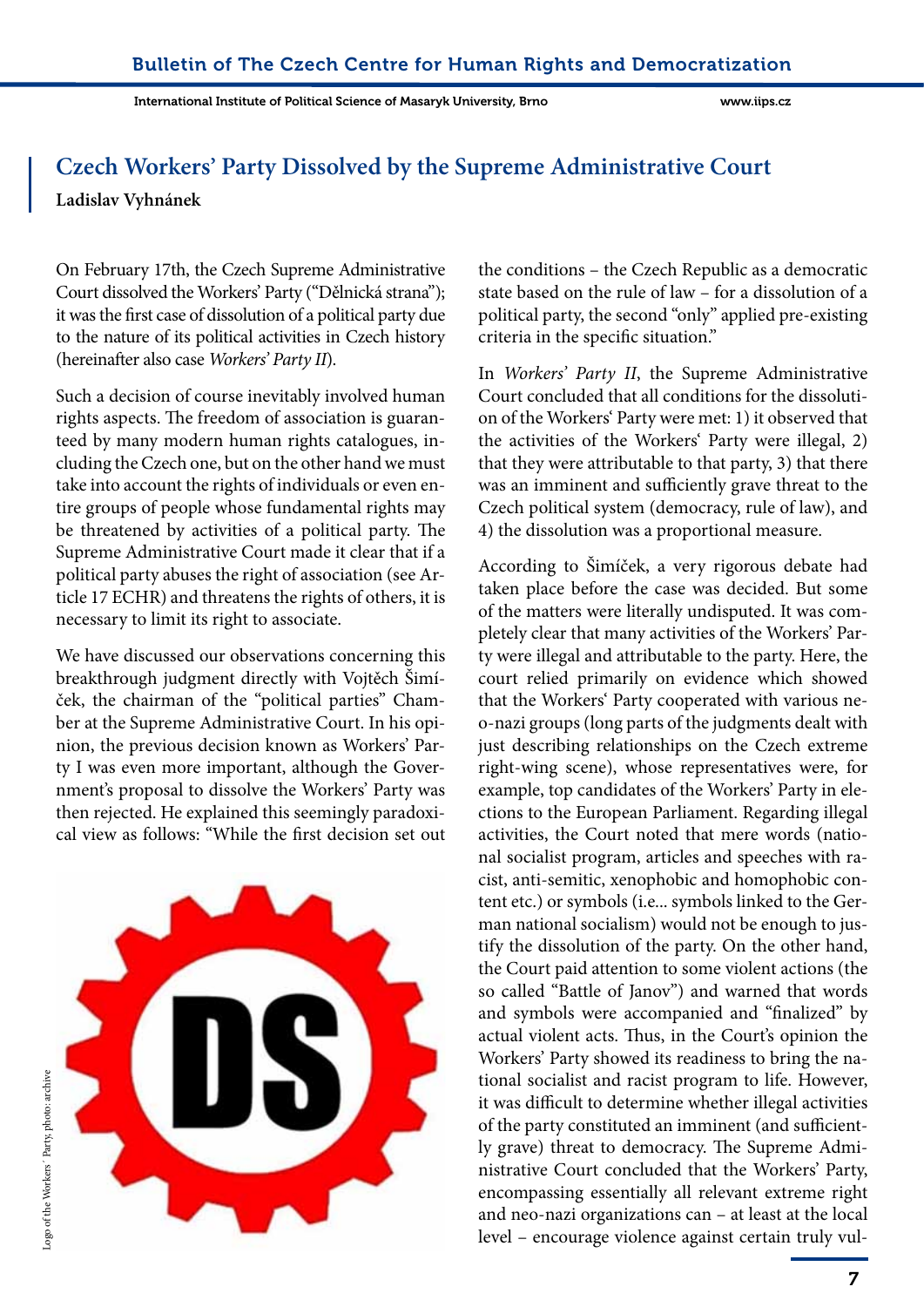# Czech Workers' Party Dissolved by the Supreme Administrative Court

**Ladislav Vyhnánek**

On February 17th, the Czech Supreme Administrative Court dissolved the Workers' Party ("Dělnická strana"); it was the first case of dissolution of a political party due to the nature of its political activities in Czech history (hereinafter also case *Workers' Party II*).

Such a decision of course inevitably involved human rights aspects. The freedom of association is guaranteed by many modern human rights catalogues, including the Czech one, but on the other hand we must take into account the rights of individuals or even entire groups of people whose fundamental rights may be threatened by activities of a political party. The Supreme Administrative Court made it clear that if a political party abuses the right of association (see Article 17 ECHR) and threatens the rights of others, it is necessary to limit its right to associate.

We have discussed our observations concerning this breakthrough judgment directly with Vojtěch Šimíček, the chairman of the "political parties" Chamber at the Supreme Administrative Court. In his opinion, the previous decision known as Workers' Party I was even more important, although the Government's proposal to dissolve the Workers' Party was then rejected. He explained this seemingly paradoxical view as follows: "While the first decision set out the conditions – the Czech Republic as a democratic state based on the rule of law – for a dissolution of a political party, the second "only" applied pre-existing criteria in the specific situation."

In *Workers' Party II*, the Supreme Administrative Court concluded that all conditions for the dissolution of the Workers' Party were met: 1) it observed that the activities of the Workers' Party were illegal, 2) that they were attributable to that party, 3) that there was an imminent and sufficiently grave threat to the Czech political system (democracy, rule of law), and 4) the dissolution was a proportional measure.

According to Šimíček, a very rigorous debate had taken place before the case was decided. But some of the matters were literally undisputed. It was completely clear that many activities of the Workers' Party were illegal and attributable to the party. Here, the court relied primarily on evidence which showed that the Workers' Party cooperated with various neo-nazi groups (long parts of the judgments dealt with just describing relationships on the Czech extreme right-wing scene), whose representatives were, for example, top candidates of the Workers' Party in elections to the European Parliament. Regarding illegal activities, the Court noted that mere words (national socialist program, articles and speeches with racist, anti-semitic, xenophobic and homophobic content etc.) or symbols (i.e... symbols linked to the German national socialism) would not be enough to justify the dissolution of the party. On the other hand, the Court paid attention to some violent actions (the so called "Battle of Janov") and warned that words and symbols were accompanied and "finalized" by actual violent acts. Thus, in the Court's opinion the Workers' Party showed its readiness to bring the national socialist and racist program to life. However, it was difficult to determine whether illegal activities of the party constituted an imminent (and sufficiently grave) threat to democracy. The Supreme Administrative Court concluded that the Workers' Party, encompassing essentially all relevant extreme right and neo-nazi organizations can – at least at the local level – encourage violence against certain truly vul-

Logo of the Workers' Party; photo: archive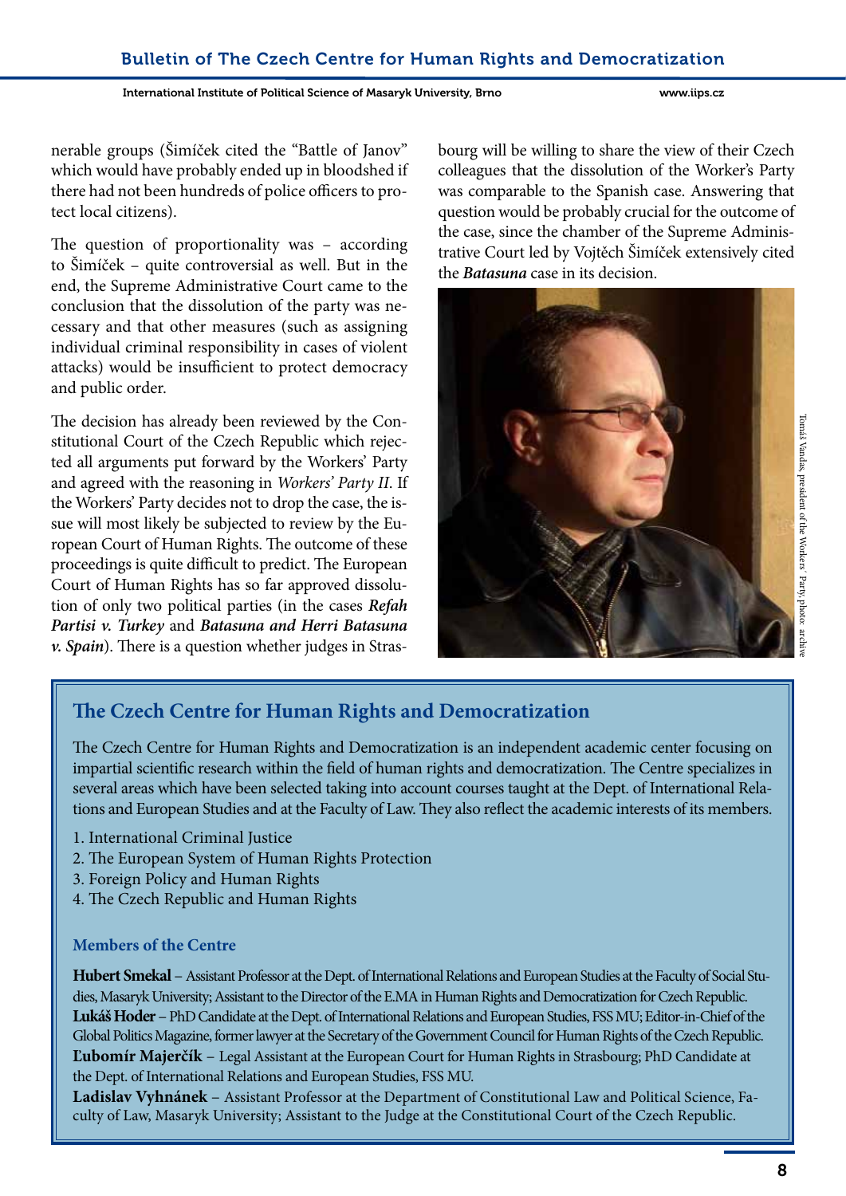nerable groups (Šimíček cited the "Battle of Janov" which would have probably ended up in bloodshed if there had not been hundreds of police officers to protect local citizens).

The question of proportionality was – according to Šimíček – quite controversial as well. But in the end, the Supreme Administrative Court came to the conclusion that the dissolution of the party was necessary and that other measures (such as assigning individual criminal responsibility in cases of violent attacks) would be insufficient to protect democracy and public order.

The decision has already been reviewed by the Constitutional Court of the Czech Republic which rejected all arguments put forward by the Workers' Party and agreed with the reasoning in *Workers' Party II*. If the Workers' Party decides not to drop the case, the issue will most likely be subjected to review by the European Court of Human Rights. The outcome of these proceedings is quite difficult to predict. The European Court of Human Rights has so far approved dissolution of only two political parties (in the cases ***Refah Partisi v. Turkey*** and ***Batasuna and Herri Batasuna v. Spain***). There is a question whether judges in Strasbourg will be willing to share the view of their Czech colleagues that the dissolution of the Worker's Party was comparable to the Spanish case. Answering that question would be probably crucial for the outcome of the case, since the chamber of the Supreme Administrative Court led by Vojtěch Šimíček extensively cited the ***Batasuna*** case in its decision.

Tomáš Vandas, president of the Workers' Party, photo: archive

## The Czech Centre for Human Rights and Democratization

The Czech Centre for Human Rights and Democratization is an independent academic center focusing on impartial scientific research within the field of human rights and democratization. The Centre specializes in several areas which have been selected taking into account courses taught at the Dept. of International Relations and European Studies and at the Faculty of Law. They also reflect the academic interests of its members.

1. International Criminal Justice
2. The European System of Human Rights Protection
3. Foreign Policy and Human Rights
4. The Czech Republic and Human Rights

### Members of the Centre

**Hubert Smekal** – Assistant Professor at the Dept. of International Relations and European Studies at the Faculty of Social Studies, Masaryk University; Assistant to the Director of the E.MA in Human Rights and Democratization for Czech Republic.
**Lukáš Hoder** – PhD Candidate at the Dept. of International Relations and European Studies, FSS MU; Editor-in-Chief of the Global Politics Magazine, former lawyer at the Secretary of the Government Council for Human Rights of the Czech Republic.
**Lubomír Majerčík** – Legal Assistant at the European Court for Human Rights in Strasbourg; PhD Candidate at the Dept. of International Relations and European Studies, FSS MU.
**Ladislav Vyhnánek** – Assistant Professor at the Department of Constitutional Law and Political Science, Faculty of Law, Masaryk University; Assistant to the Judge at the Constitutional Court of the Czech Republic.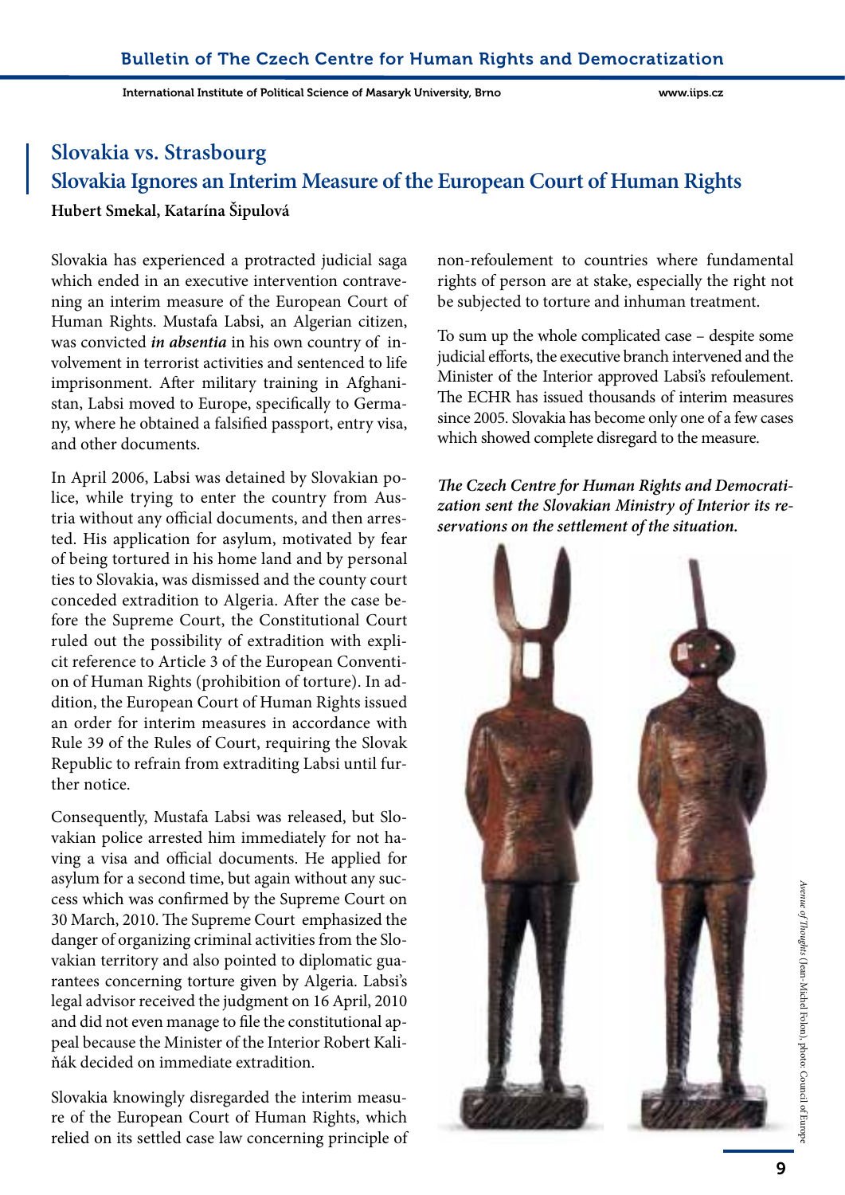## Slovakia vs. Strasbourg
## Slovakia Ignores an Interim Measure of the European Court of Human Rights

**Hubert Smekal, Katarína Šipulová**

Slovakia has experienced a protracted judicial saga which ended in an executive intervention contravening an interim measure of the European Court of Human Rights. Mustafa Labsi, an Algerian citizen, was convicted ***in absentia*** in his own country of involvement in terrorist activities and sentenced to life imprisonment. After military training in Afghanistan, Labsi moved to Europe, specifically to Germany, where he obtained a falsified passport, entry visa, and other documents.

In April 2006, Labsi was detained by Slovakian police, while trying to enter the country from Austria without any official documents, and then arrested. His application for asylum, motivated by fear of being tortured in his home land and by personal ties to Slovakia, was dismissed and the county court conceded extradition to Algeria. After the case before the Supreme Court, the Constitutional Court ruled out the possibility of extradition with explicit reference to Article 3 of the European Convention of Human Rights (prohibition of torture). In addition, the European Court of Human Rights issued an order for interim measures in accordance with Rule 39 of the Rules of Court, requiring the Slovak Republic to refrain from extraditing Labsi until further notice.

Consequently, Mustafa Labsi was released, but Slovakian police arrested him immediately for not having a visa and official documents. He applied for asylum for a second time, but again without any success which was confirmed by the Supreme Court on 30 March, 2010. The Supreme Court emphasized the danger of organizing criminal activities from the Slovakian territory and also pointed to diplomatic guarantees concerning torture given by Algeria. Labsi's legal advisor received the judgment on 16 April, 2010 and did not even manage to file the constitutional appeal because the Minister of the Interior Robert Kaliňák decided on immediate extradition.

Slovakia knowingly disregarded the interim measure of the European Court of Human Rights, which relied on its settled case law concerning principle of non-refoulement to countries where fundamental rights of person are at stake, especially the right not be subjected to torture and inhuman treatment.

To sum up the whole complicated case – despite some judicial efforts, the executive branch intervened and the Minister of the Interior approved Labsi's refoulement. The ECHR has issued thousands of interim measures since 2005. Slovakia has become only one of a few cases which showed complete disregard to the measure.

***The Czech Centre for Human Rights and Democratization sent the Slovakian Ministry of Interior its reservations on the settlement of the situation.***

*Avenue of Thoughts* (Jean-Michel Folon), photo: Council of Europe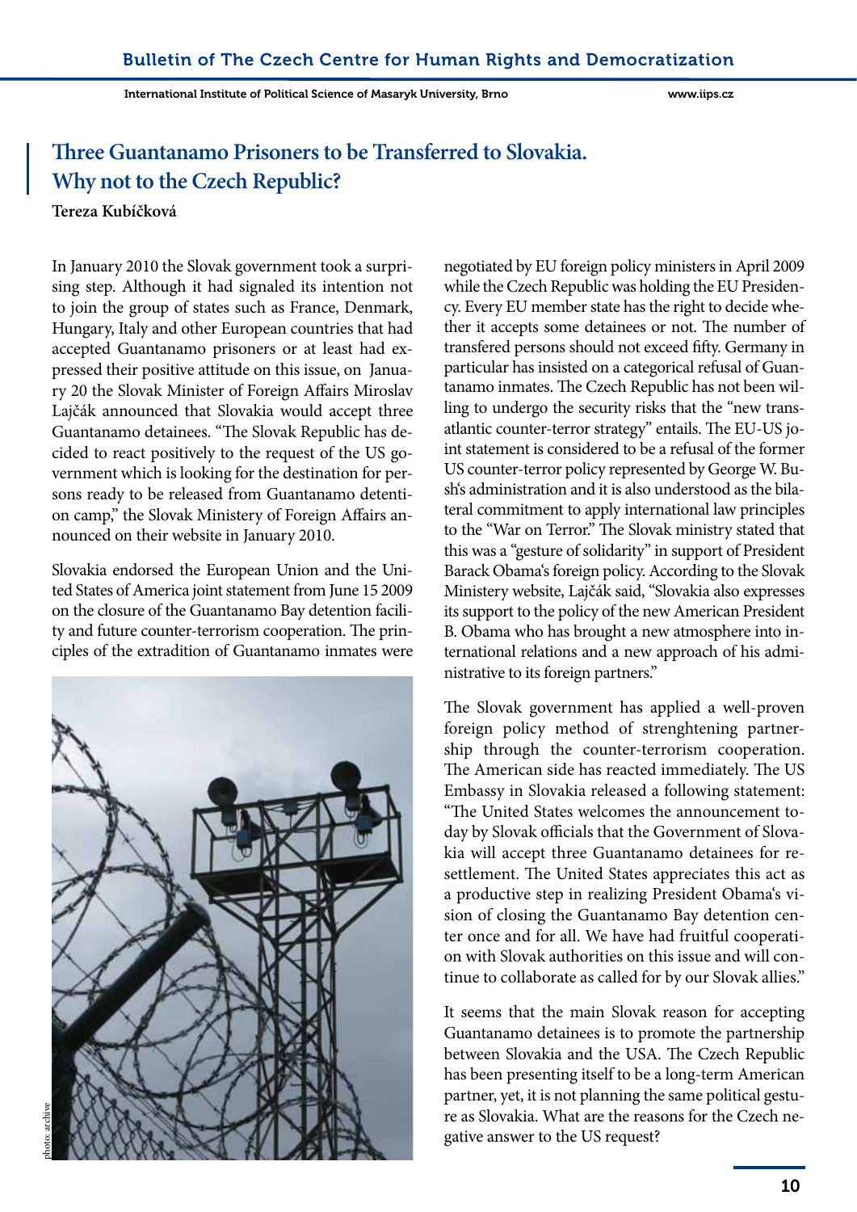# Three Guantanamo Prisoners to be Transferred to Slovakia. Why not to the Czech Republic?

**Tereza Kubíčková**

In January 2010 the Slovak government took a surprising step. Although it had signaled its intention not to join the group of states such as France, Denmark, Hungary, Italy and other European countries that had accepted Guantanamo prisoners or at least had expressed their positive attitude on this issue, on January 20 the Slovak Minister of Foreign Affairs Miroslav Lajčák announced that Slovakia would accept three Guantanamo detainees. "The Slovak Republic has decided to react positively to the request of the US government which is looking for the destination for persons ready to be released from Guantanamo detention camp," the Slovak Ministery of Foreign Affairs announced on their website in January 2010.

Slovakia endorsed the European Union and the United States of America joint statement from June 15 2009 on the closure of the Guantanamo Bay detention facility and future counter-terrorism cooperation. The principles of the extradition of Guantanamo inmates were negotiated by EU foreign policy ministers in April 2009 while the Czech Republic was holding the EU Presidency. Every EU member state has the right to decide whether it accepts some detainees or not. The number of transfered persons should not exceed fifty. Germany in particular has insisted on a categorical refusal of Guantanamo inmates. The Czech Republic has not been willing to undergo the security risks that the "new transatlantic counter-terror strategy" entails. The EU-US joint statement is considered to be a refusal of the former US counter-terror policy represented by George W. Bush's administration and it is also understood as the bilateral commitment to apply international law principles to the "War on Terror." The Slovak ministry stated that this was a "gesture of solidarity" in support of President Barack Obama's foreign policy. According to the Slovak Ministery website, Lajčák said, "Slovakia also expresses its support to the policy of the new American President B. Obama who has brought a new atmosphere into international relations and a new approach of his administrative to its foreign partners."

photo: archive

The Slovak government has applied a well-proven foreign policy method of strenghtening partnership through the counter-terrorism cooperation. The American side has reacted immediately. The US Embassy in Slovakia released a following statement: "The United States welcomes the announcement today by Slovak officials that the Government of Slovakia will accept three Guantanamo detainees for resettlement. The United States appreciates this act as a productive step in realizing President Obama's vision of closing the Guantanamo Bay detention center once and for all. We have had fruitful cooperation with Slovak authorities on this issue and will continue to collaborate as called for by our Slovak allies."

It seems that the main Slovak reason for accepting Guantanamo detainees is to promote the partnership between Slovakia and the USA. The Czech Republic has been presenting itself to be a long-term American partner, yet, it is not planning the same political gesture as Slovakia. What are the reasons for the Czech negative answer to the US request?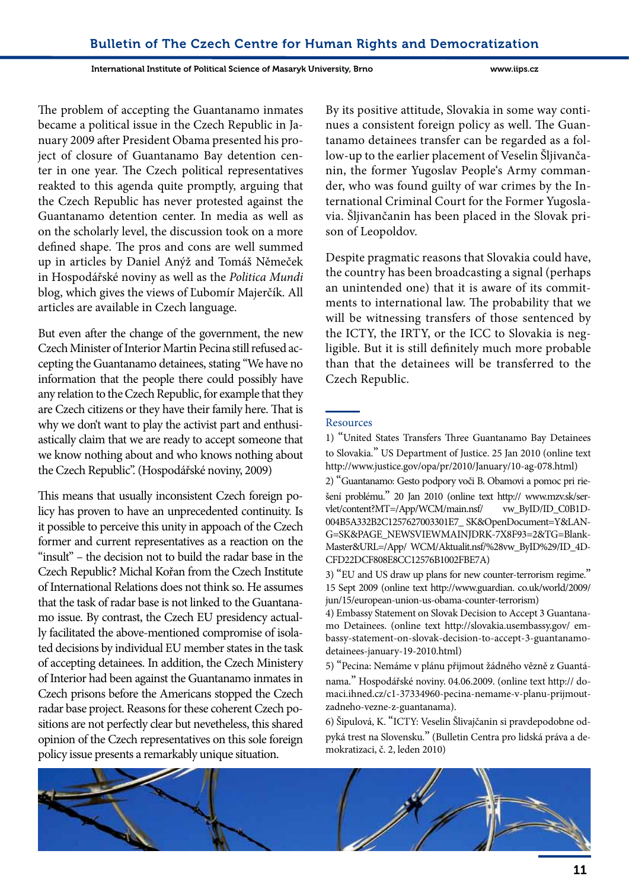The problem of accepting the Guantanamo inmates became a political issue in the Czech Republic in January 2009 after President Obama presented his project of closure of Guantanamo Bay detention center in one year. The Czech political representatives reakted to this agenda quite promptly, arguing that the Czech Republic has never protested against the Guantanamo detention center. In media as well as on the scholarly level, the discussion took on a more defined shape. The pros and cons are well summed up in articles by Daniel Anýž and Tomáš Němeček in Hospodářské noviny as well as the *Politica Mundi* blog, which gives the views of Ľubomír Majerčík. All articles are available in Czech language.

But even after the change of the government, the new Czech Minister of Interior Martin Pecina still refused accepting the Guantanamo detainees, stating "We have no information that the people there could possibly have any relation to the Czech Republic, for example that they are Czech citizens or they have their family here. That is why we don't want to play the activist part and enthusiastically claim that we are ready to accept someone that we know nothing about and who knows nothing about the Czech Republic". (Hospodářské noviny, 2009)

This means that usually inconsistent Czech foreign policy has proven to have an unprecedented continuity. Is it possible to perceive this unity in appoach of the Czech former and current representatives as a reaction on the "insult" – the decision not to build the radar base in the Czech Republic? Michal Kořan from the Czech Institute of International Relations does not think so. He assumes that the task of radar base is not linked to the Guantanamo issue. By contrast, the Czech EU presidency actually facilitated the above-mentioned compromise of isolated decisions by individual EU member states in the task of accepting detainees. In addition, the Czech Ministery of Interior had been against the Guantanamo inmates in Czech prisons before the Americans stopped the Czech radar base project. Reasons for these coherent Czech positions are not perfectly clear but nevetheless, this shared opinion of the Czech representatives on this sole foreign policy issue presents a remarkably unique situation.

By its positive attitude, Slovakia in some way continues a consistent foreign policy as well. The Guantanamo detainees transfer can be regarded as a follow-up to the earlier placement of Veselin Šljivančanin, the former Yugoslav People's Army commander, who was found guilty of war crimes by the International Criminal Court for the Former Yugoslavia. Šljivančanin has been placed in the Slovak prison of Leopoldov.

Despite pragmatic reasons that Slovakia could have, the country has been broadcasting a signal (perhaps an unintended one) that it is aware of its commitments to international law. The probability that we will be witnessing transfers of those sentenced by the ICTY, the IRTY, or the ICC to Slovakia is negligible. But it is still definitely much more probable than that the detainees will be transferred to the Czech Republic.

## Resources

1) "United States Transfers Three Guantanamo Bay Detainees to Slovakia." US Department of Justice. 25 Jan 2010 (online text http://www.justice.gov/opa/pr/2010/January/10-ag-078.html)

2) "Guantanamo: Gesto podpory voči B. Obamovi a pomoc pri riešení problému." 20 Jan 2010 (online text http:// www.mzv.sk/servlet/content?MT=/App/WCM/main.nsf/ vw_ByID/ID_C0B1D004B5A332B2C1257627003301E7_ SK&OpenDocument=Y&LANG=SK&PAGE_NEWSVIEWMAINJDRK-7X8F93=2&TG=BlankMaster&URL=/App/ WCM/Aktualit.nsf/%28vw_ByID%29/ID_4DCFD22DCF808E8CC12576B1002FBE7A)

3) "EU and US draw up plans for new counter-terrorism regime." 15 Sept 2009 (online text http://www.guardian. co.uk/world/2009/jun/15/european-union-us-obama-counter-terrorism)

4) Embassy Statement on Slovak Decision to Accept 3 Guantanamo Detainees. (online text http://slovakia.usembassy.gov/ embassy-statement-on-slovak-decision-to-accept-3-guantanamo-detainees-january-19-2010.html)

5) "Pecina: Nemáme v plánu přijmout žádného vězně z Guantánama." Hospodářské noviny. 04.06.2009. (online text http:// domaci.ihned.cz/c1-37334960-pecina-nemame-v-planu-prijmout-zadneho-vezne-z-guantanama).

6) Šipulová, K. "ICTY: Veselin Šlivajčanin si pravdepodobne odpyká trest na Slovensku." (Bulletin Centra pro lidská práva a demokratizaci, č. 2, leden 2010)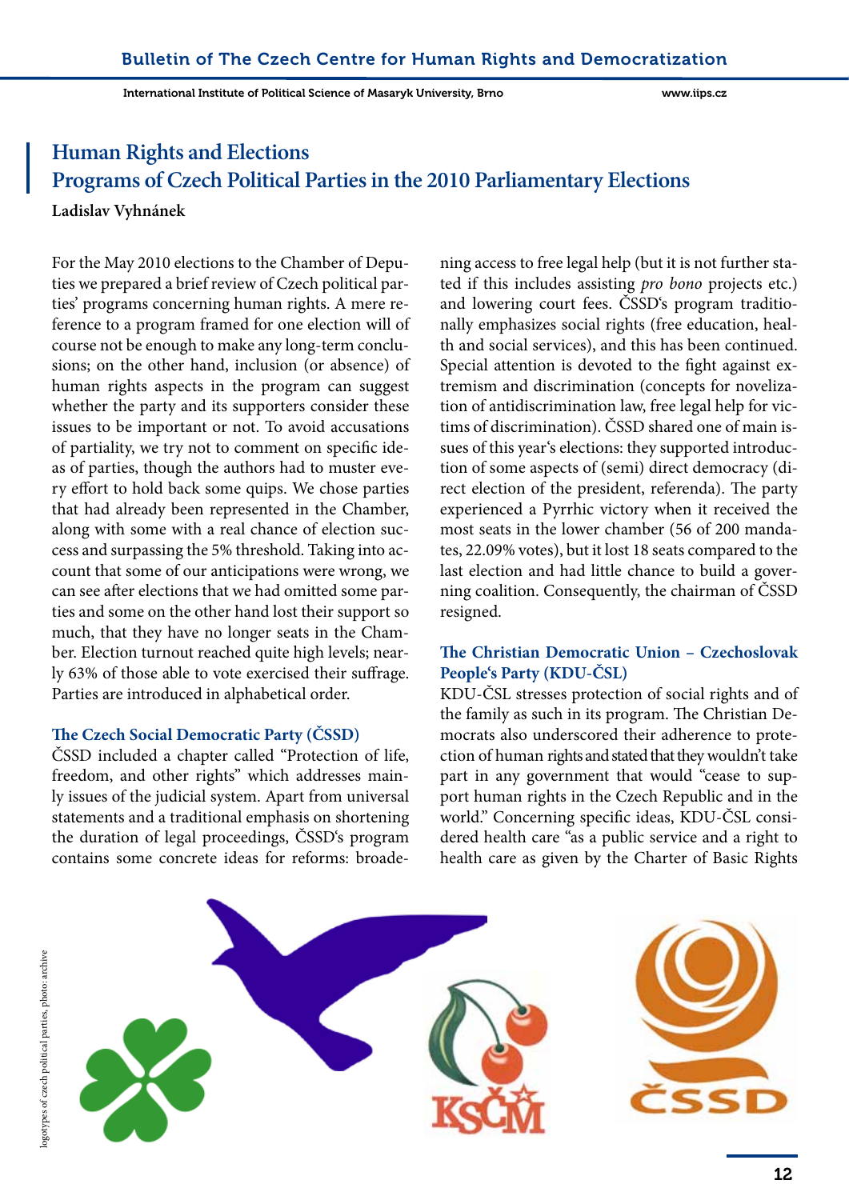# Human Rights and Elections
# Programs of Czech Political Parties in the 2010 Parliamentary Elections

**Ladislav Vyhnánek**

For the May 2010 elections to the Chamber of Deputies we prepared a brief review of Czech political parties' programs concerning human rights. A mere reference to a program framed for one election will of course not be enough to make any long-term conclusions; on the other hand, inclusion (or absence) of human rights aspects in the program can suggest whether the party and its supporters consider these issues to be important or not. To avoid accusations of partiality, we try not to comment on specific ideas of parties, though the authors had to muster every effort to hold back some quips. We chose parties that had already been represented in the Chamber, along with some with a real chance of election success and surpassing the 5% threshold. Taking into account that some of our anticipations were wrong, we can see after elections that we had omitted some parties and some on the other hand lost their support so much, that they have no longer seats in the Chamber. Election turnout reached quite high levels; nearly 63% of those able to vote exercised their suffrage. Parties are introduced in alphabetical order.

### The Czech Social Democratic Party (ČSSD)

ČSSD included a chapter called "Protection of life, freedom, and other rights" which addresses mainly issues of the judicial system. Apart from universal statements and a traditional emphasis on shortening the duration of legal proceedings, ČSSD's program contains some concrete ideas for reforms: broadening access to free legal help (but it is not further stated if this includes assisting *pro bono* projects etc.) and lowering court fees. ČSSD's program traditionally emphasizes social rights (free education, health and social services), and this has been continued. Special attention is devoted to the fight against extremism and discrimination (concepts for novelization of antidiscrimination law, free legal help for victims of discrimination). ČSSD shared one of main issues of this year's elections: they supported introduction of some aspects of (semi) direct democracy (direct election of the president, referenda). The party experienced a Pyrrhic victory when it received the most seats in the lower chamber (56 of 200 mandates, 22.09% votes), but it lost 18 seats compared to the last election and had little chance to build a governing coalition. Consequently, the chairman of ČSSD resigned.

### The Christian Democratic Union – Czechoslovak People's Party (KDU-ČSL)

KDU-ČSL stresses protection of social rights and of the family as such in its program. The Christian Democrats also underscored their adherence to protection of human rights and stated that they wouldn't take part in any government that would "cease to support human rights in the Czech Republic and in the world." Concerning specific ideas, KDU-ČSL considered health care "as a public service and a right to health care as given by the Charter of Basic Rights

logotypes of czech political parties, photo: archive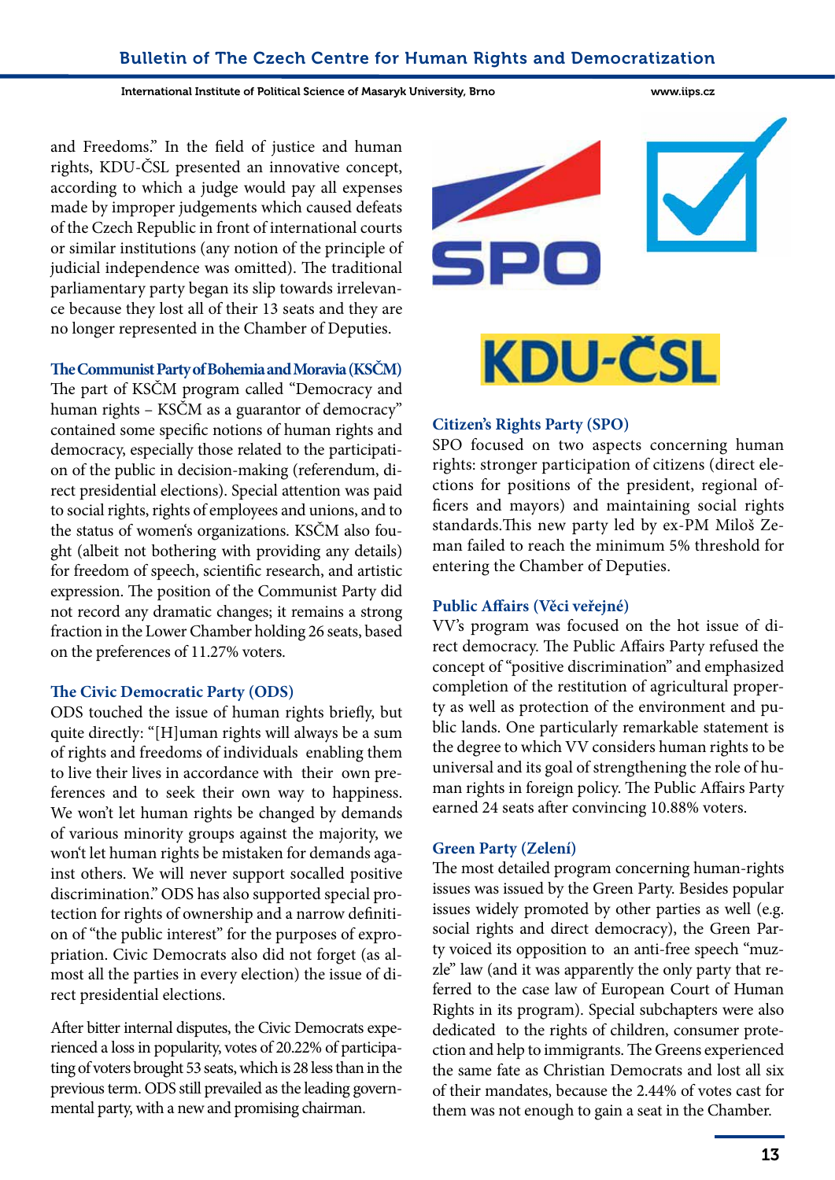and Freedoms." In the field of justice and human rights, KDU-ČSL presented an innovative concept, according to which a judge would pay all expenses made by improper judgements which caused defeats of the Czech Republic in front of international courts or similar institutions (any notion of the principle of judicial independence was omitted). The traditional parliamentary party began its slip towards irrelevance because they lost all of their 13 seats and they are no longer represented in the Chamber of Deputies.

### The Communist Party of Bohemia and Moravia (KSČM)

The part of KSČM program called "Democracy and human rights – KSČM as a guarantor of democracy" contained some specific notions of human rights and democracy, especially those related to the participation of the public in decision-making (referendum, direct presidential elections). Special attention was paid to social rights, rights of employees and unions, and to the status of women's organizations. KSČM also fought (albeit not bothering with providing any details) for freedom of speech, scientific research, and artistic expression. The position of the Communist Party did not record any dramatic changes; it remains a strong fraction in the Lower Chamber holding 26 seats, based on the preferences of 11.27% voters.

### The Civic Democratic Party (ODS)

ODS touched the issue of human rights briefly, but quite directly: "[H]uman rights will always be a sum of rights and freedoms of individuals enabling them to live their lives in accordance with their own preferences and to seek their own way to happiness. We won't let human rights be changed by demands of various minority groups against the majority, we won't let human rights be mistaken for demands against others. We will never support socalled positive discrimination." ODS has also supported special protection for rights of ownership and a narrow definition of "the public interest" for the purposes of expropriation. Civic Democrats also did not forget (as almost all the parties in every election) the issue of direct presidential elections.

After bitter internal disputes, the Civic Democrats experienced a loss in popularity, votes of 20.22% of participating of voters brought 53 seats, which is 28 less than in the previous term. ODS still prevailed as the leading governmental party, with a new and promising chairman.

### Citizen's Rights Party (SPO)

SPO focused on two aspects concerning human rights: stronger participation of citizens (direct elections for positions of the president, regional officers and mayors) and maintaining social rights standards. This new party led by ex-PM Miloš Zeman failed to reach the minimum 5% threshold for entering the Chamber of Deputies.

### Public Affairs (Věci veřejné)

VV's program was focused on the hot issue of direct democracy. The Public Affairs Party refused the concept of "positive discrimination" and emphasized completion of the restitution of agricultural property as well as protection of the environment and public lands. One particularly remarkable statement is the degree to which VV considers human rights to be universal and its goal of strengthening the role of human rights in foreign policy. The Public Affairs Party earned 24 seats after convincing 10.88% voters.

### Green Party (Zelení)

The most detailed program concerning human-rights issues was issued by the Green Party. Besides popular issues widely promoted by other parties as well (e.g. social rights and direct democracy), the Green Party voiced its opposition to an anti-free speech "muzzle" law (and it was apparently the only party that referred to the case law of European Court of Human Rights in its program). Special subchapters were also dedicated to the rights of children, consumer protection and help to immigrants. The Greens experienced the same fate as Christian Democrats and lost all six of their mandates, because the 2.44% of votes cast for them was not enough to gain a seat in the Chamber.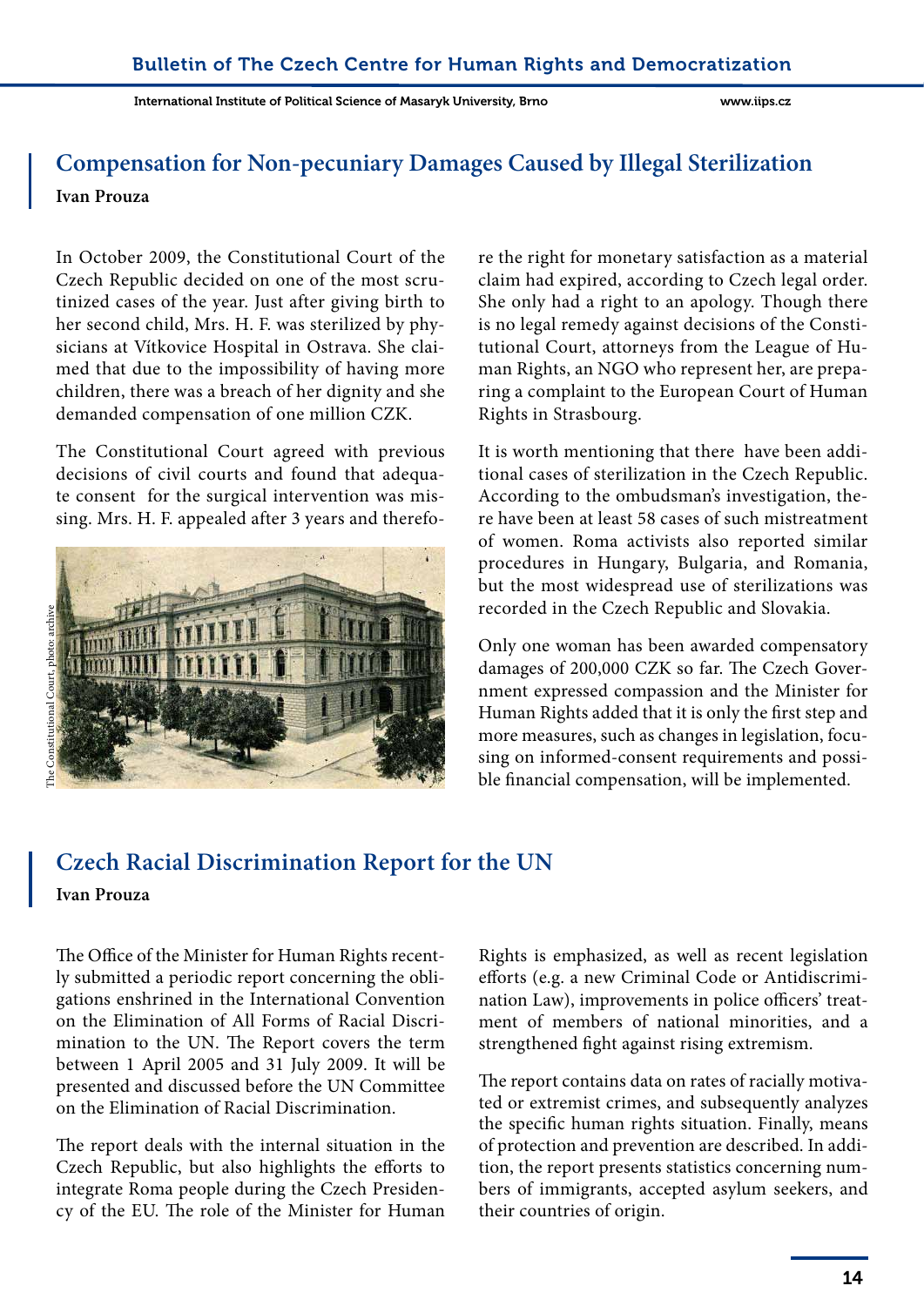## Compensation for Non-pecuniary Damages Caused by Illegal Sterilization

**Ivan Prouza**

In October 2009, the Constitutional Court of the Czech Republic decided on one of the most scrutinized cases of the year. Just after giving birth to her second child, Mrs. H. F. was sterilized by physicians at Vítkovice Hospital in Ostrava. She claimed that due to the impossibility of having more children, there was a breach of her dignity and she demanded compensation of one million CZK.

The Constitutional Court agreed with previous decisions of civil courts and found that adequate consent for the surgical intervention was missing. Mrs. H. F. appealed after 3 years and therefore the right for monetary satisfaction as a material claim had expired, according to Czech legal order. She only had a right to an apology. Though there is no legal remedy against decisions of the Constitutional Court, attorneys from the League of Human Rights, an NGO who represent her, are preparing a complaint to the European Court of Human Rights in Strasbourg.

The Constitutional Court, photo: archive

It is worth mentioning that there have been additional cases of sterilization in the Czech Republic. According to the ombudsman's investigation, there have been at least 58 cases of such mistreatment of women. Roma activists also reported similar procedures in Hungary, Bulgaria, and Romania, but the most widespread use of sterilizations was recorded in the Czech Republic and Slovakia.

Only one woman has been awarded compensatory damages of 200,000 CZK so far. The Czech Government expressed compassion and the Minister for Human Rights added that it is only the first step and more measures, such as changes in legislation, focusing on informed-consent requirements and possible financial compensation, will be implemented.

## Czech Racial Discrimination Report for the UN

**Ivan Prouza**

The Office of the Minister for Human Rights recently submitted a periodic report concerning the obligations enshrined in the International Convention on the Elimination of All Forms of Racial Discrimination to the UN. The Report covers the term between 1 April 2005 and 31 July 2009. It will be presented and discussed before the UN Committee on the Elimination of Racial Discrimination.

The report deals with the internal situation in the Czech Republic, but also highlights the efforts to integrate Roma people during the Czech Presidency of the EU. The role of the Minister for Human Rights is emphasized, as well as recent legislation efforts (e.g. a new Criminal Code or Antidiscrimination Law), improvements in police officers' treatment of members of national minorities, and a strengthened fight against rising extremism.

The report contains data on rates of racially motivated or extremist crimes, and subsequently analyzes the specific human rights situation. Finally, means of protection and prevention are described. In addition, the report presents statistics concerning numbers of immigrants, accepted asylum seekers, and their countries of origin.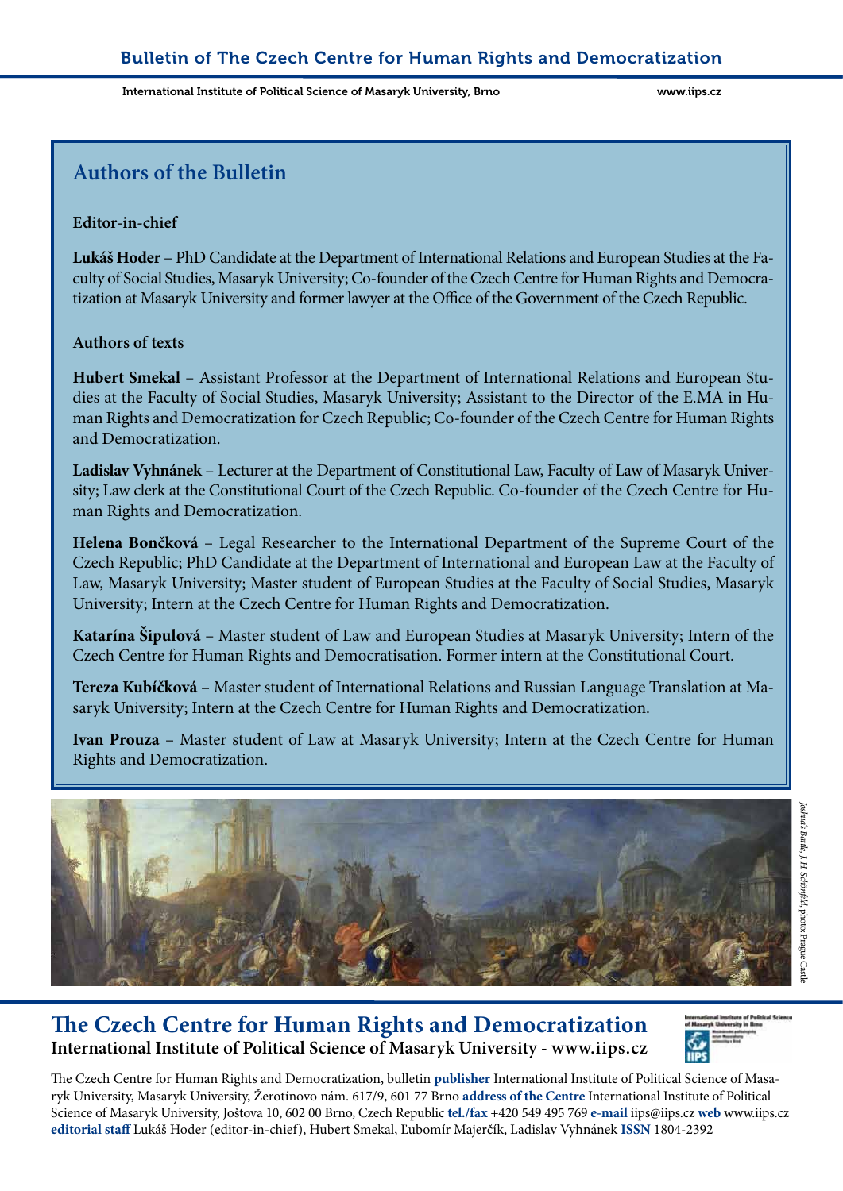## Authors of the Bulletin

**Editor-in-chief**

**Lukáš Hoder** – PhD Candidate at the Department of International Relations and European Studies at the Faculty of Social Studies, Masaryk University; Co-founder of the Czech Centre for Human Rights and Democratization at Masaryk University and former lawyer at the Office of the Government of the Czech Republic.

**Authors of texts**

**Hubert Smekal** – Assistant Professor at the Department of International Relations and European Studies at the Faculty of Social Studies, Masaryk University; Assistant to the Director of the E.MA in Human Rights and Democratization for Czech Republic; Co-founder of the Czech Centre for Human Rights and Democratization.

**Ladislav Vyhnánek** – Lecturer at the Department of Constitutional Law, Faculty of Law of Masaryk University; Law clerk at the Constitutional Court of the Czech Republic. Co-founder of the Czech Centre for Human Rights and Democratization.

**Helena Bončková** – Legal Researcher to the International Department of the Supreme Court of the Czech Republic; PhD Candidate at the Department of International and European Law at the Faculty of Law, Masaryk University; Master student of European Studies at the Faculty of Social Studies, Masaryk University; Intern at the Czech Centre for Human Rights and Democratization.

**Katarína Šipulová** – Master student of Law and European Studies at Masaryk University; Intern of the Czech Centre for Human Rights and Democratisation. Former intern at the Constitutional Court.

**Tereza Kubíčková** – Master student of International Relations and Russian Language Translation at Masaryk University; Intern at the Czech Centre for Human Rights and Democratization.

**Ivan Prouza** – Master student of Law at Masaryk University; Intern at the Czech Centre for Human Rights and Democratization.

*Joshua's Battle, J. H. Schönfeld, photo: Prague Castle*

# The Czech Centre for Human Rights and Democratization

**International Institute of Political Science of Masaryk University - www.iips.cz**

The Czech Centre for Human Rights and Democratization, bulletin **publisher** International Institute of Political Science of Masaryk University, Masaryk University, Žerotínovo nám. 617/9, 601 77 Brno **address of the Centre** International Institute of Political Science of Masaryk University, Joštova 10, 602 00 Brno, Czech Republic **tel./fax** +420 549 495 769 **e-mail** iips@iips.cz **web** www.iips.cz **editorial staff** Lukáš Hoder (editor-in-chief), Hubert Smekal, Ľubomír Majerčík, Ladislav Vyhnánek **ISSN** 1804-2392